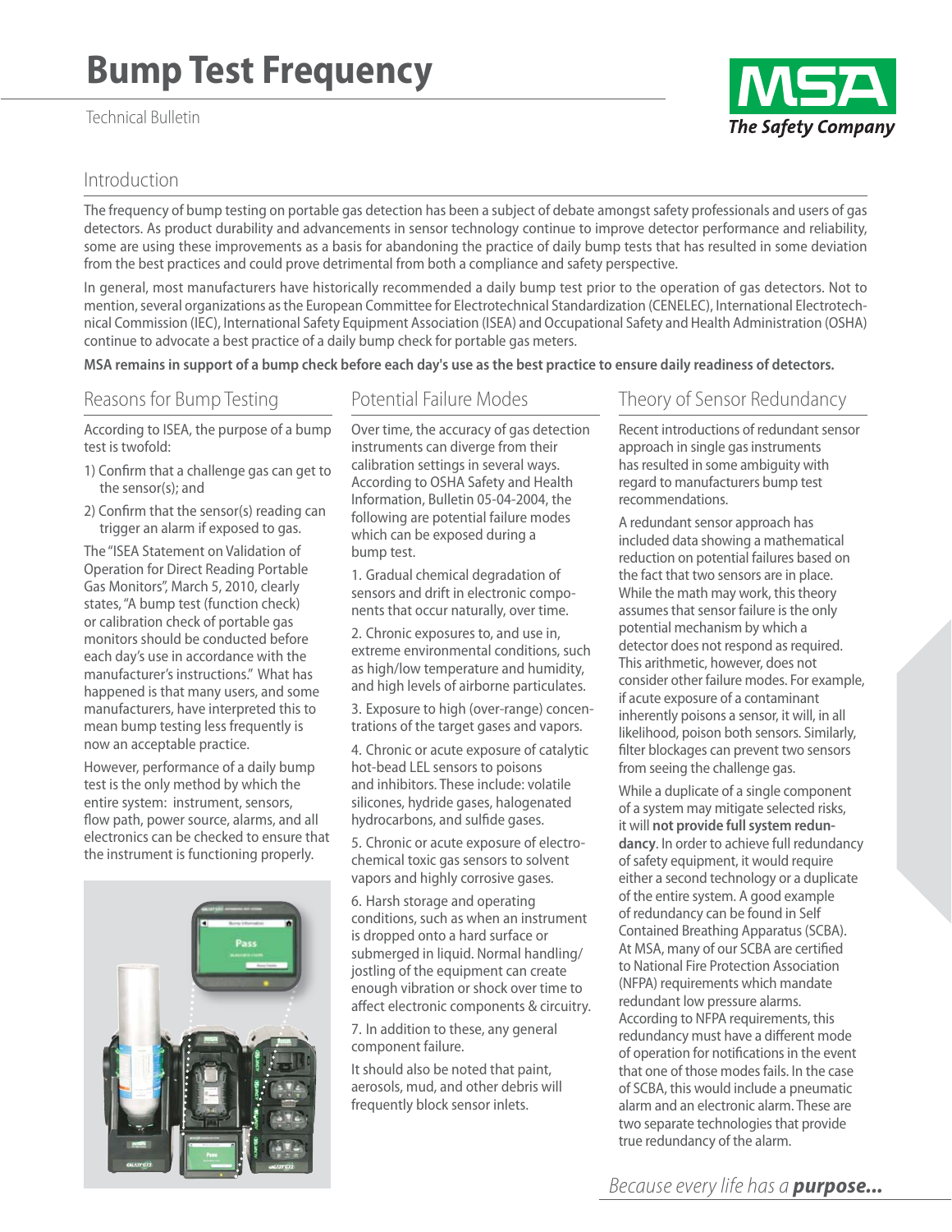# Bump Test Frequency

Technical Bulletin

## Introduction

The frequency of bump testing on portable gas detection has been a subject of debate amongst safety professionals and users of gas detectors. As product durability and advancements in sensor technology continue to improve detector performance and reliability, some are using these improvements as a basis for abandoning the practice of daily bump tests that has resulted in some deviation from the best practices and could prove detrimental from both a compliance and safety perspective.

In general, most manufacturers have historically recommended a daily bump test prior to the operation of gas detectors. Not to mention, several organizations as the European Committee for Electrotechnical Standardization (CENELEC), International Electrotechnical Commission (IEC), International Safety Equipment Association (ISEA) and Occupational Safety and Health Administration (OSHA) continue to advocate a best practice of a daily bump check for portable gas meters.

**MSA remains in support of a bump check before each day's use as the best practice to ensure daily readiness of detectors.**

## Reasons for Bump Testing

According to ISEA, the purpose of a bump test is twofold:

1) Confirm that a challenge gas can get to the sensor(s); and

2) Confirm that the sensor(s) reading can trigger an alarm if exposed to gas.

The "ISEA Statement on Validation of Operation for Direct Reading Portable Gas Monitors", March 5, 2010, clearly states, "A bump test (function check) or calibration check of portable gas monitors should be conducted before each day's use in accordance with the manufacturer's instructions." What has happened is that many users, and some manufacturers, have interpreted this to mean bump testing less frequently is now an acceptable practice.

However, performance of a daily bump test is the only method by which the entire system: instrument, sensors, flow path, power source, alarms, and all electronics can be checked to ensure that the instrument is functioning properly.

## Potential Failure Modes

Over time, the accuracy of gas detection instruments can diverge from their calibration settings in several ways. According to OSHA Safety and Health Information, Bulletin 05-04-2004, the following are potential failure modes which can be exposed during a bump test.

1. Gradual chemical degradation of sensors and drift in electronic components that occur naturally, over time.

2. Chronic exposures to, and use in, extreme environmental conditions, such as high/low temperature and humidity, and high levels of airborne particulates.

3. Exposure to high (over-range) concentrations of the target gases and vapors.

4. Chronic or acute exposure of catalytic hot-bead LEL sensors to poisons and inhibitors. These include: volatile silicones, hydride gases, halogenated hydrocarbons, and sulfide gases.

5. Chronic or acute exposure of electrochemical toxic gas sensors to solvent vapors and highly corrosive gases.

6. Harsh storage and operating conditions, such as when an instrument is dropped onto a hard surface or submerged in liquid. Normal handling/jostling of the equipment can create enough vibration or shock over time to affect electronic components & circuitry.

7. In addition to these, any general component failure.

It should also be noted that paint, aerosols, mud, and other debris will frequently block sensor inlets.

## Theory of Sensor Redundancy

Recent introductions of redundant sensor approach in single gas instruments has resulted in some ambiguity with regard to manufacturers bump test recommendations.

A redundant sensor approach has included data showing a mathematical reduction on potential failures based on the fact that two sensors are in place. While the math may work, this theory assumes that sensor failure is the only potential mechanism by which a detector does not respond as required. This arithmetic, however, does not consider other failure modes. For example, if acute exposure of a contaminant inherently poisons a sensor, it will, in all likelihood, poison both sensors. Similarly, filter blockages can prevent two sensors from seeing the challenge gas.

While a duplicate of a single component of a system may mitigate selected risks, it will **not provide full system redundancy**. In order to achieve full redundancy of safety equipment, it would require either a second technology or a duplicate of the entire system. A good example of redundancy can be found in Self Contained Breathing Apparatus (SCBA). At MSA, many of our SCBA are certified to National Fire Protection Association (NFPA) requirements which mandate redundant low pressure alarms. According to NFPA requirements, this redundancy must have a different mode of operation for notifications in the event that one of those modes fails. In the case of SCBA, this would include a pneumatic alarm and an electronic alarm. These are two separate technologies that provide true redundancy of the alarm.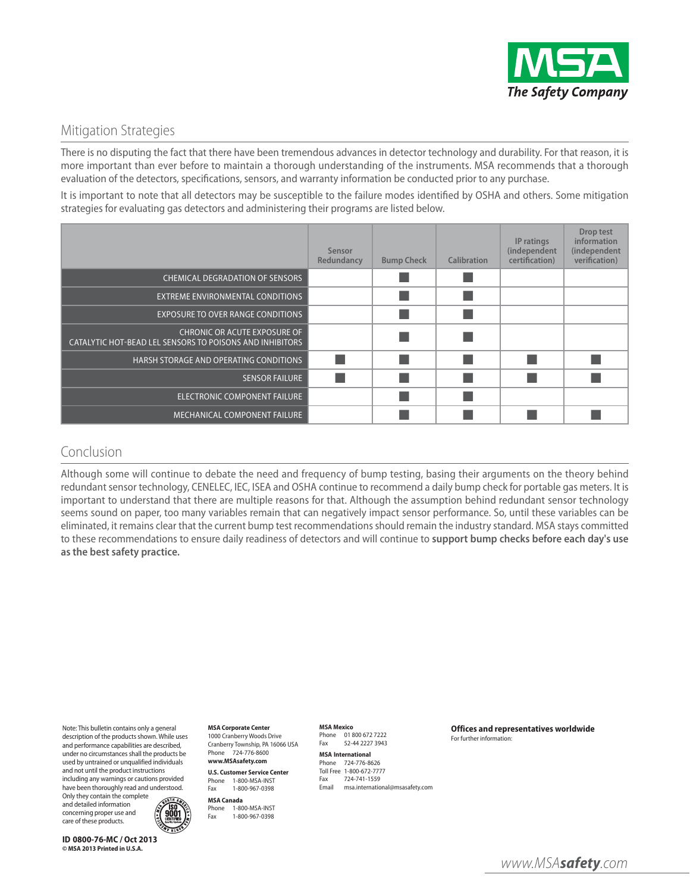## Mitigation Strategies

There is no disputing the fact that there have been tremendous advances in detector technology and durability. For that reason, it is more important than ever before to maintain a thorough understanding of the instruments. MSA recommends that a thorough evaluation of the detectors, specifications, sensors, and warranty information be conducted prior to any purchase.

It is important to note that all detectors may be susceptible to the failure modes identified by OSHA and others. Some mitigation strategies for evaluating gas detectors and administering their programs are listed below.

| | Sensor Redundancy | Bump Check | Calibration | IP ratings (independent certification) | Drop test information (independent verification) |
|---|---|---|---|---|---|
| CHEMICAL DEGRADATION OF SENSORS | | ■ | ■ | | |
| EXTREME ENVIRONMENTAL CONDITIONS | | ■ | ■ | | |
| EXPOSURE TO OVER RANGE CONDITIONS | | ■ | ■ | | |
| CHRONIC OR ACUTE EXPOSURE OF CATALYTIC HOT-BEAD LEL SENSORS TO POISONS AND INHIBITORS | | ■ | ■ | | |
| HARSH STORAGE AND OPERATING CONDITIONS | ■ | ■ | ■ | ■ | ■ |
| SENSOR FAILURE | ■ | ■ | ■ | ■ | ■ |
| ELECTRONIC COMPONENT FAILURE | | ■ | ■ | | |
| MECHANICAL COMPONENT FAILURE | | ■ | ■ | ■ | ■ |

## Conclusion

Although some will continue to debate the need and frequency of bump testing, basing their arguments on the theory behind redundant sensor technology, CENELEC, IEC, ISEA and OSHA continue to recommend a daily bump check for portable gas meters. It is important to understand that there are multiple reasons for that. Although the assumption behind redundant sensor technology seems sound on paper, too many variables remain that can negatively impact sensor performance. So, until these variables can be eliminated, it remains clear that the current bump test recommendations should remain the industry standard. MSA stays committed to these recommendations to ensure daily readiness of detectors and will continue to **support bump checks before each day's use as the best safety practice.**

Note: This bulletin contains only a general description of the products shown. While uses and performance capabilities are described, under no circumstances shall the products be used by untrained or unqualified individuals and not until the product instructions including any warnings or cautions provided have been thoroughly read and understood. Only they contain the complete and detailed information concerning proper use and care of these products.

**ID 0800-76-MC / Oct 2013**
**© MSA 2013 Printed in U.S.A.**

**MSA Corporate Center**
1000 Cranberry Woods Drive
Cranberry Township, PA 16066 USA
Phone 724-776-8600
**www.MSAsafety.com**

**U.S. Customer Service Center**
Phone 1-800-MSA-INST
Fax 1-800-967-0398

**MSA Canada**
Phone 1-800-MSA-INST
Fax 1-800-967-0398

**MSA Mexico**
Phone 01 800 672 7222
Fax 52-44 2227 3943

**MSA International**
Phone 724-776-8626
Toll Free 1-800-672-7777
Fax 724-741-1559
Email msa.international@msasafety.com

**Offices and representatives worldwide**
For further information:

www.MSA**safety**.com